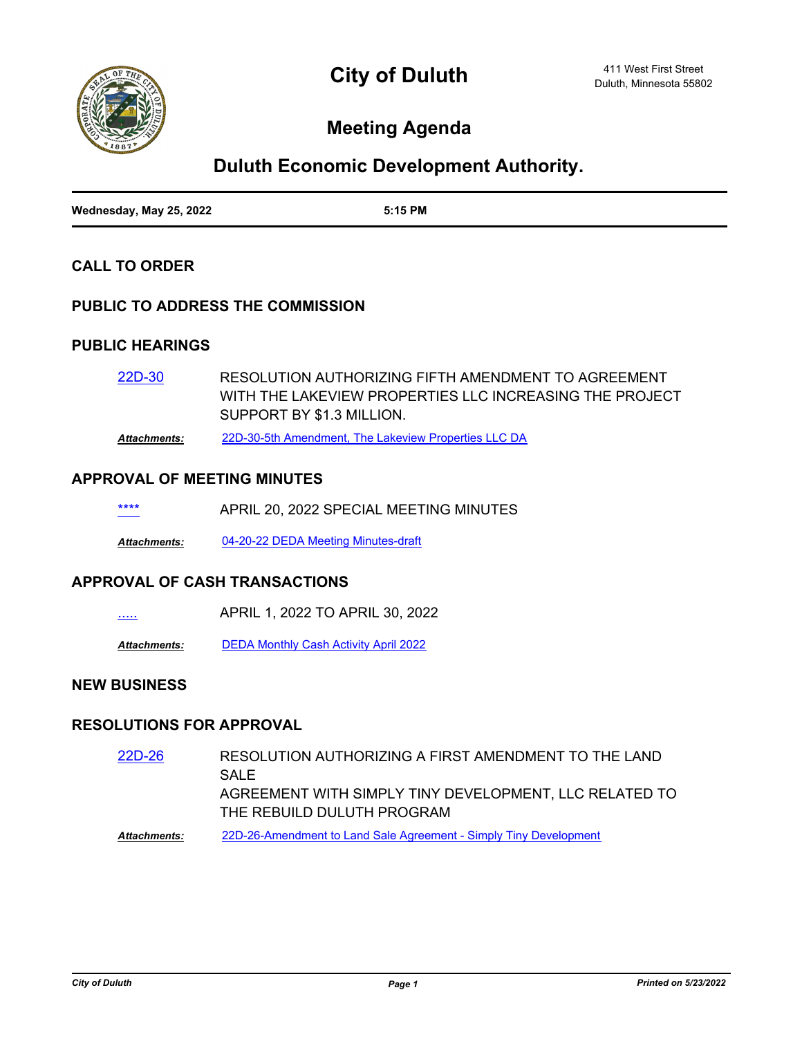# City of Duluth

411 West First Street
Duluth, Minnesota 55802

## Meeting Agenda

## Duluth Economic Development Authority.

**Wednesday, May 25, 2022** **5:15 PM**

### CALL TO ORDER

### PUBLIC TO ADDRESS THE COMMISSION

### PUBLIC HEARINGS

22D-30 RESOLUTION AUTHORIZING FIFTH AMENDMENT TO AGREEMENT WITH THE LAKEVIEW PROPERTIES LLC INCREASING THE PROJECT SUPPORT BY $1.3 MILLION.

***Attachments:*** 22D-30-5th Amendment, The Lakeview Properties LLC DA

### APPROVAL OF MEETING MINUTES

**** APRIL 20, 2022 SPECIAL MEETING MINUTES

***Attachments:*** 04-20-22 DEDA Meeting Minutes-draft

### APPROVAL OF CASH TRANSACTIONS

..... APRIL 1, 2022 TO APRIL 30, 2022

***Attachments:*** DEDA Monthly Cash Activity April 2022

### NEW BUSINESS

### RESOLUTIONS FOR APPROVAL

22D-26 RESOLUTION AUTHORIZING A FIRST AMENDMENT TO THE LAND SALE AGREEMENT WITH SIMPLY TINY DEVELOPMENT, LLC RELATED TO THE REBUILD DULUTH PROGRAM

***Attachments:*** 22D-26-Amendment to Land Sale Agreement - Simply Tiny Development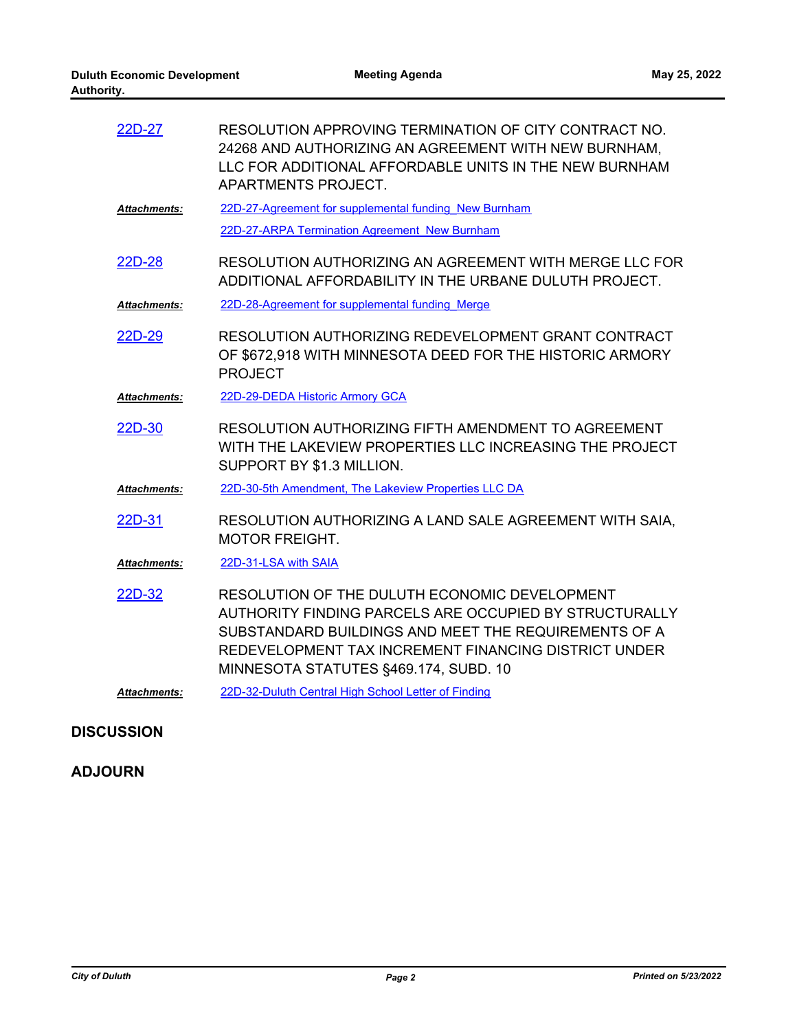22D-27 RESOLUTION APPROVING TERMINATION OF CITY CONTRACT NO. 24268 AND AUTHORIZING AN AGREEMENT WITH NEW BURNHAM, LLC FOR ADDITIONAL AFFORDABLE UNITS IN THE NEW BURNHAM APARTMENTS PROJECT.

***Attachments:*** 22D-27-Agreement for supplemental funding_New Burnham
22D-27-ARPA Termination Agreement_New Burnham

22D-28 RESOLUTION AUTHORIZING AN AGREEMENT WITH MERGE LLC FOR ADDITIONAL AFFORDABILITY IN THE URBANE DULUTH PROJECT.

***Attachments:*** 22D-28-Agreement for supplemental funding_Merge

22D-29 RESOLUTION AUTHORIZING REDEVELOPMENT GRANT CONTRACT OF $672,918 WITH MINNESOTA DEED FOR THE HISTORIC ARMORY PROJECT

***Attachments:*** 22D-29-DEDA Historic Armory GCA

22D-30 RESOLUTION AUTHORIZING FIFTH AMENDMENT TO AGREEMENT WITH THE LAKEVIEW PROPERTIES LLC INCREASING THE PROJECT SUPPORT BY $1.3 MILLION.

***Attachments:*** 22D-30-5th Amendment, The Lakeview Properties LLC DA

22D-31 RESOLUTION AUTHORIZING A LAND SALE AGREEMENT WITH SAIA, MOTOR FREIGHT.

***Attachments:*** 22D-31-LSA with SAIA

22D-32 RESOLUTION OF THE DULUTH ECONOMIC DEVELOPMENT AUTHORITY FINDING PARCELS ARE OCCUPIED BY STRUCTURALLY SUBSTANDARD BUILDINGS AND MEET THE REQUIREMENTS OF A REDEVELOPMENT TAX INCREMENT FINANCING DISTRICT UNDER MINNESOTA STATUTES §469.174, SUBD. 10

***Attachments:*** 22D-32-Duluth Central High School Letter of Finding

## DISCUSSION

## ADJOURN